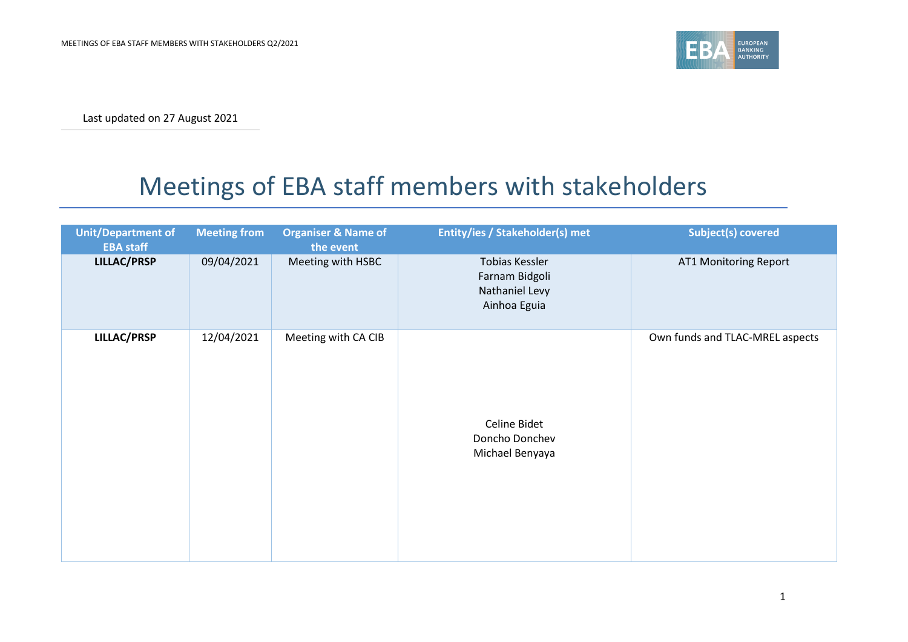Last updated on 27 August 2021

# Meetings of EBA staff members with stakeholders

| Unit/Department of EBA staff | Meeting from | Organiser & Name of the event | Entity/ies / Stakeholder(s) met | Subject(s) covered |
|---|---|---|---|---|
| **LILLAC/PRSP** | 09/04/2021 | Meeting with HSBC | Tobias Kessler<br>Farnam Bidgoli<br>Nathaniel Levy<br>Ainhoa Eguia | AT1 Monitoring Report |
| **LILLAC/PRSP** | 12/04/2021 | Meeting with CA CIB | Celine Bidet<br>Doncho Donchev<br>Michael Benyaya | Own funds and TLAC-MREL aspects |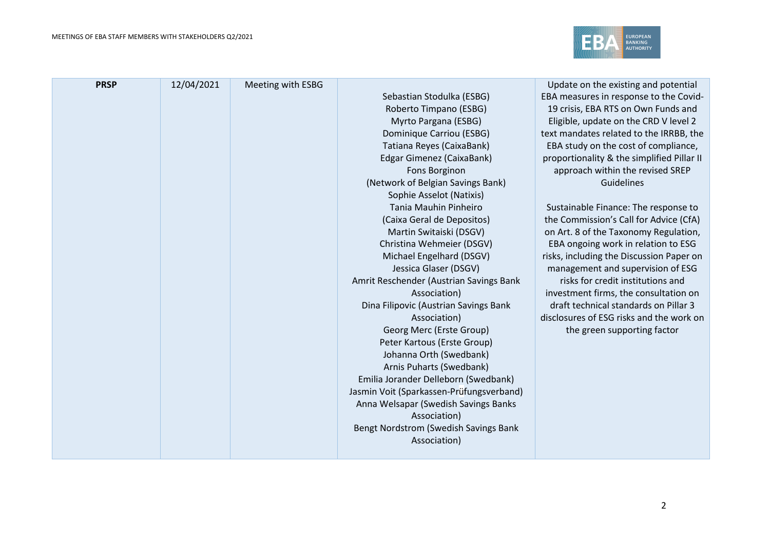| PRSP | 12/04/2021 | Meeting with ESBG | Sebastian Stodulka (ESBG)<br>Roberto Timpano (ESBG)<br>Myrto Pargana (ESBG)<br>Dominique Carriou (ESBG)<br>Tatiana Reyes (CaixaBank)<br>Edgar Gimenez (CaixaBank)<br>Fons Borginon<br>(Network of Belgian Savings Bank)<br>Sophie Asselot (Natixis)<br>Tania Mauhin Pinheiro<br>(Caixa Geral de Depositos)<br>Martin Switaiski (DSGV)<br>Christina Wehmeier (DSGV)<br>Michael Engelhard (DSGV)<br>Jessica Glaser (DSGV)<br>Amrit Reschender (Austrian Savings Bank Association)<br>Dina Filipovic (Austrian Savings Bank Association)<br>Georg Merc (Erste Group)<br>Peter Kartous (Erste Group)<br>Johanna Orth (Swedbank)<br>Arnis Puharts (Swedbank)<br>Emilia Jorander Delleborn (Swedbank)<br>Jasmin Voit (Sparkassen-Prüfungsverband)<br>Anna Welsapar (Swedish Savings Banks Association)<br>Bengt Nordstrom (Swedish Savings Bank Association) | Update on the existing and potential EBA measures in response to the Covid-19 crisis, EBA RTS on Own Funds and Eligible, update on the CRD V level 2 text mandates related to the IRRBB, the EBA study on the cost of compliance, proportionality & the simplified Pillar II approach within the revised SREP Guidelines<br><br>Sustainable Finance: The response to the Commission's Call for Advice (CfA) on Art. 8 of the Taxonomy Regulation, EBA ongoing work in relation to ESG risks, including the Discussion Paper on management and supervision of ESG risks for credit institutions and investment firms, the consultation on draft technical standards on Pillar 3 disclosures of ESG risks and the work on the green supporting factor |
|---|---|---|---|---|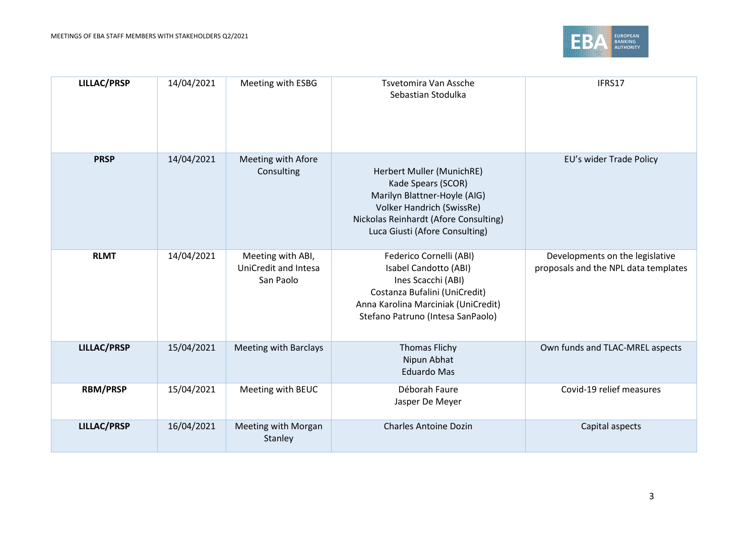| **LILLAC/PRSP** | 14/04/2021 | Meeting with ESBG | Tsvetomira Van Assche<br>Sebastian Stodulka | IFRS17 |
|---|---|---|---|---|
| **PRSP** | 14/04/2021 | Meeting with Afore Consulting | Herbert Muller (MunichRE)<br>Kade Spears (SCOR)<br>Marilyn Blattner-Hoyle (AIG)<br>Volker Handrich (SwissRe)<br>Nickolas Reinhardt (Afore Consulting)<br>Luca Giusti (Afore Consulting) | EU's wider Trade Policy |
| **RLMT** | 14/04/2021 | Meeting with ABI, UniCredit and Intesa San Paolo | Federico Cornelli (ABI)<br>Isabel Candotto (ABI)<br>Ines Scacchi (ABI)<br>Costanza Bufalini (UniCredit)<br>Anna Karolina Marciniak (UniCredit)<br>Stefano Patruno (Intesa SanPaolo) | Developments on the legislative proposals and the NPL data templates |
| **LILLAC/PRSP** | 15/04/2021 | Meeting with Barclays | Thomas Flichy<br>Nipun Abhat<br>Eduardo Mas | Own funds and TLAC-MREL aspects |
| **RBM/PRSP** | 15/04/2021 | Meeting with BEUC | Déborah Faure<br>Jasper De Meyer | Covid-19 relief measures |
| **LILLAC/PRSP** | 16/04/2021 | Meeting with Morgan Stanley | Charles Antoine Dozin | Capital aspects |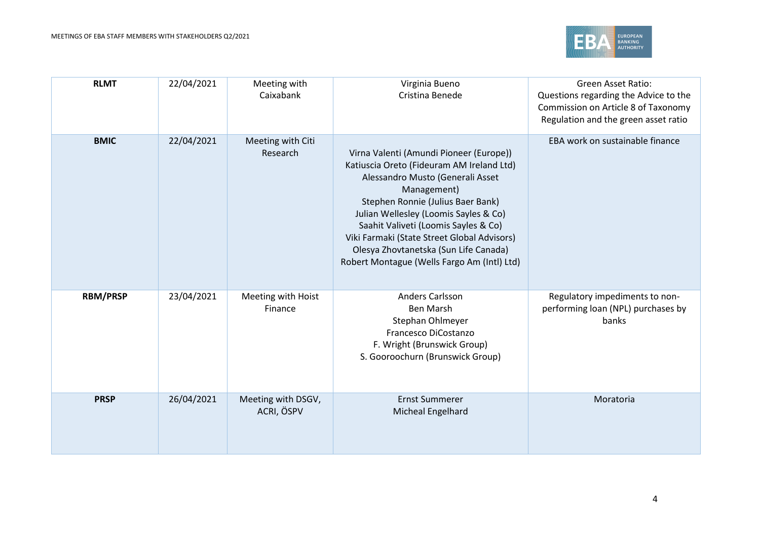| **RLMT** | 22/04/2021 | Meeting with Caixabank | Virginia Bueno<br>Cristina Benede | Green Asset Ratio:<br>Questions regarding the Advice to the Commission on Article 8 of Taxonomy Regulation and the green asset ratio |
|---|---|---|---|---|
| **BMIC** | 22/04/2021 | Meeting with Citi Research | Virna Valenti (Amundi Pioneer (Europe))<br>Katiuscia Oreto (Fideuram AM Ireland Ltd)<br>Alessandro Musto (Generali Asset Management)<br>Stephen Ronnie (Julius Baer Bank)<br>Julian Wellesley (Loomis Sayles & Co)<br>Saahit Valiveti (Loomis Sayles & Co)<br>Viki Farmaki (State Street Global Advisors)<br>Olesya Zhovtanetska (Sun Life Canada)<br>Robert Montague (Wells Fargo Am (Intl) Ltd) | EBA work on sustainable finance |
| **RBM/PRSP** | 23/04/2021 | Meeting with Hoist Finance | Anders Carlsson<br>Ben Marsh<br>Stephan Ohlmeyer<br>Francesco DiCostanzo<br>F. Wright (Brunswick Group)<br>S. Gooroochurn (Brunswick Group) | Regulatory impediments to non-performing loan (NPL) purchases by banks |
| **PRSP** | 26/04/2021 | Meeting with DSGV, ACRI, ÖSPV | Ernst Summerer<br>Micheal Engelhard | Moratoria |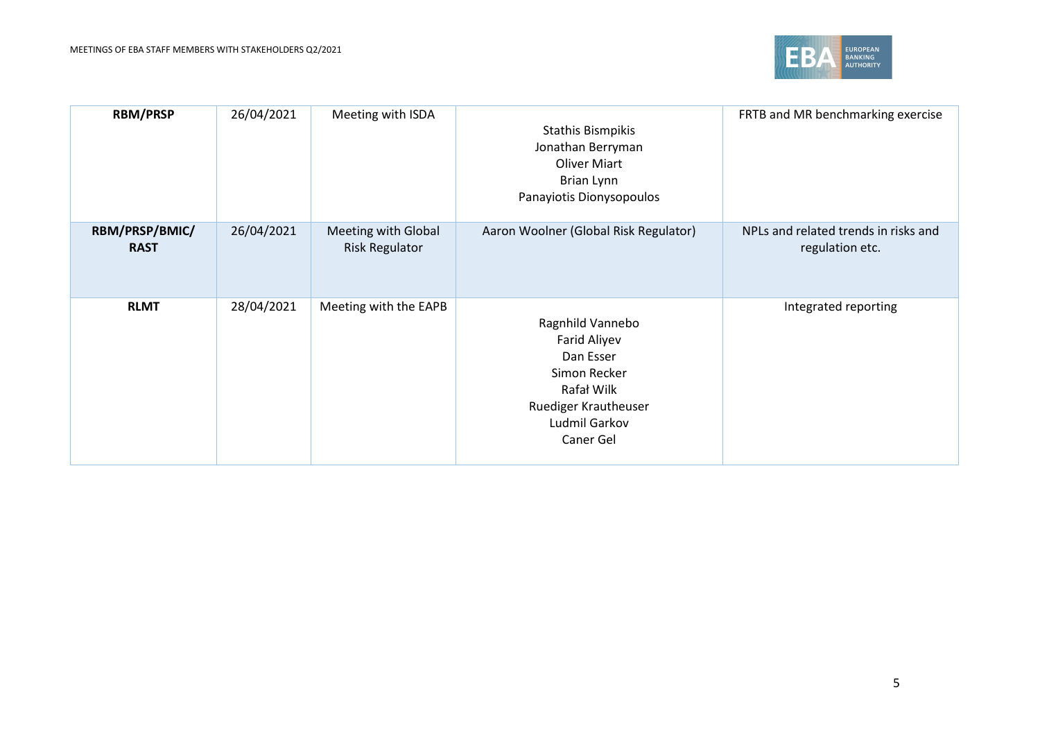| RBM/PRSP | 26/04/2021 | Meeting with ISDA | Stathis Bismpikis<br>Jonathan Berryman<br>Oliver Miart<br>Brian Lynn<br>Panayiotis Dionysopoulos | FRTB and MR benchmarking exercise |
|---|---|---|---|---|
| **RBM/PRSP/BMIC/RAST** | 26/04/2021 | Meeting with Global Risk Regulator | Aaron Woolner (Global Risk Regulator) | NPLs and related trends in risks and regulation etc. |
| **RLMT** | 28/04/2021 | Meeting with the EAPB | Ragnhild Vannebo<br>Farid Aliyev<br>Dan Esser<br>Simon Recker<br>Rafał Wilk<br>Ruediger Krautheuser<br>Ludmil Garkov<br>Caner Gel | Integrated reporting |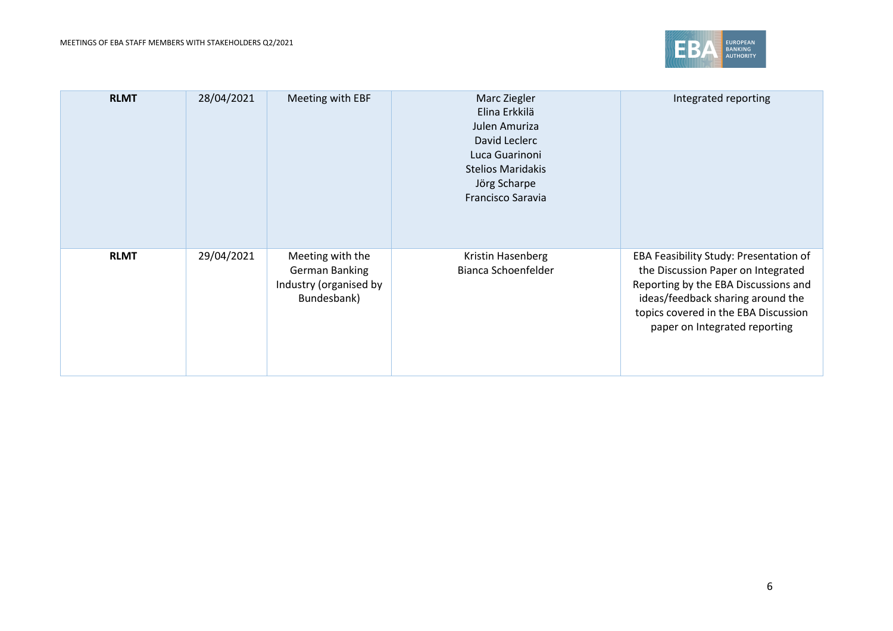| **RLMT** | 28/04/2021 | Meeting with EBF | Marc Ziegler<br>Elina Erkkilä<br>Julen Amuriza<br>David Leclerc<br>Luca Guarinoni<br>Stelios Maridakis<br>Jörg Scharpe<br>Francisco Saravia | Integrated reporting |
|---|---|---|---|---|
| **RLMT** | 29/04/2021 | Meeting with the German Banking Industry (organised by Bundesbank) | Kristin Hasenberg<br>Bianca Schoenfelder | EBA Feasibility Study: Presentation of the Discussion Paper on Integrated Reporting by the EBA Discussions and ideas/feedback sharing around the topics covered in the EBA Discussion paper on Integrated reporting |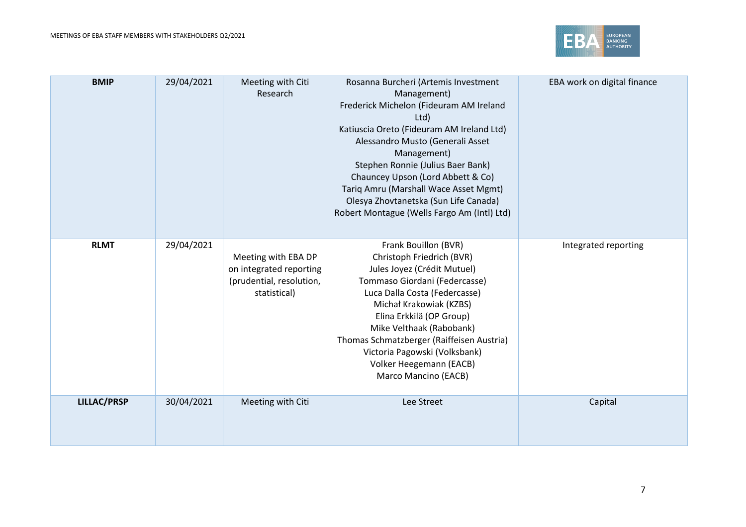| **BMIP** | 29/04/2021 | Meeting with Citi Research | Rosanna Burcheri (Artemis Investment Management)<br>Frederick Michelon (Fideuram AM Ireland Ltd)<br>Katiuscia Oreto (Fideuram AM Ireland Ltd)<br>Alessandro Musto (Generali Asset Management)<br>Stephen Ronnie (Julius Baer Bank)<br>Chauncey Upson (Lord Abbett & Co)<br>Tariq Amru (Marshall Wace Asset Mgmt)<br>Olesya Zhovtanetska (Sun Life Canada)<br>Robert Montague (Wells Fargo Am (Intl) Ltd) | EBA work on digital finance |
|---|---|---|---|---|
| **RLMT** | 29/04/2021 | Meeting with EBA DP on integrated reporting (prudential, resolution, statistical) | Frank Bouillon (BVR)<br>Christoph Friedrich (BVR)<br>Jules Joyez (Crédit Mutuel)<br>Tommaso Giordani (Federcasse)<br>Luca Dalla Costa (Federcasse)<br>Michał Krakowiak (KZBS)<br>Elina Erkkilä (OP Group)<br>Mike Velthaak (Rabobank)<br>Thomas Schmatzberger (Raiffeisen Austria)<br>Victoria Pagowski (Volksbank)<br>Volker Heegemann (EACB)<br>Marco Mancino (EACB) | Integrated reporting |
| **LILLAC/PRSP** | 30/04/2021 | Meeting with Citi | Lee Street | Capital |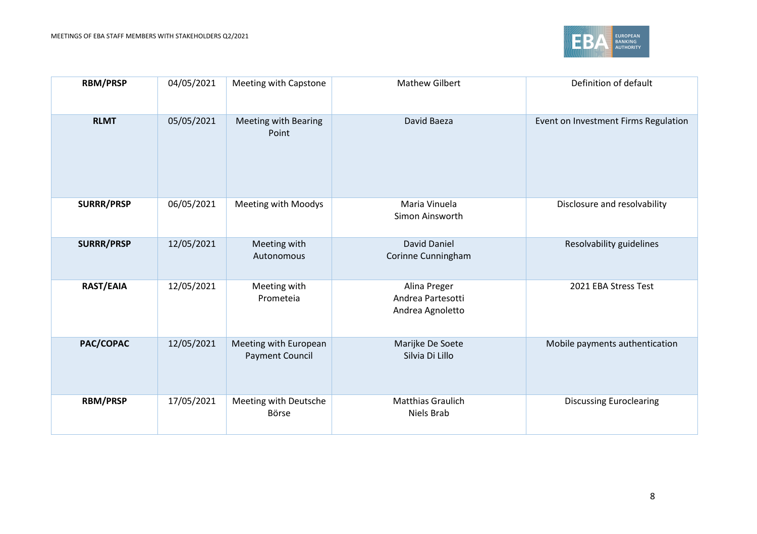| | | | | |
|---|---|---|---|---|
| **RBM/PRSP** | 04/05/2021 | Meeting with Capstone | Mathew Gilbert | Definition of default |
| **RLMT** | 05/05/2021 | Meeting with Bearing Point | David Baeza | Event on Investment Firms Regulation |
| **SURRR/PRSP** | 06/05/2021 | Meeting with Moodys | Maria Vinuela<br>Simon Ainsworth | Disclosure and resolvability |
| **SURRR/PRSP** | 12/05/2021 | Meeting with Autonomous | David Daniel<br>Corinne Cunningham | Resolvability guidelines |
| **RAST/EAIA** | 12/05/2021 | Meeting with Prometeia | Alina Preger<br>Andrea Partesotti<br>Andrea Agnoletto | 2021 EBA Stress Test |
| **PAC/COPAC** | 12/05/2021 | Meeting with European Payment Council | Marijke De Soete<br>Silvia Di Lillo | Mobile payments authentication |
| **RBM/PRSP** | 17/05/2021 | Meeting with Deutsche Börse | Matthias Graulich<br>Niels Brab | Discussing Euroclearing |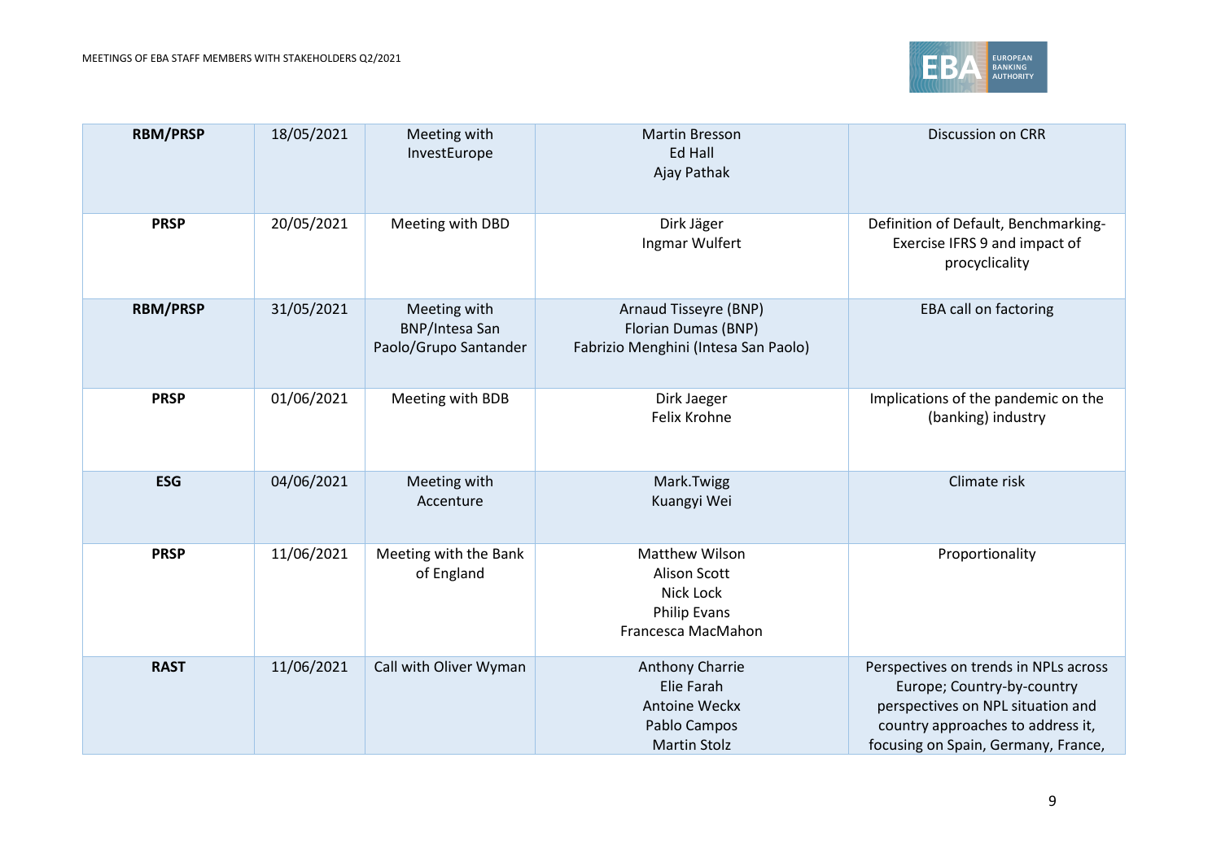| RBM/PRSP | 18/05/2021 | Meeting with InvestEurope | Martin Bresson<br>Ed Hall<br>Ajay Pathak | Discussion on CRR |
|---|---|---|---|---|
| PRSP | 20/05/2021 | Meeting with DBD | Dirk Jäger<br>Ingmar Wulfert | Definition of Default, Benchmarking-Exercise IFRS 9 and impact of procyclicality |
| RBM/PRSP | 31/05/2021 | Meeting with BNP/Intesa San Paolo/Grupo Santander | Arnaud Tisseyre (BNP)<br>Florian Dumas (BNP)<br>Fabrizio Menghini (Intesa San Paolo) | EBA call on factoring |
| PRSP | 01/06/2021 | Meeting with BDB | Dirk Jaeger<br>Felix Krohne | Implications of the pandemic on the (banking) industry |
| ESG | 04/06/2021 | Meeting with Accenture | Mark.Twigg<br>Kuangyi Wei | Climate risk |
| PRSP | 11/06/2021 | Meeting with the Bank of England | Matthew Wilson<br>Alison Scott<br>Nick Lock<br>Philip Evans<br>Francesca MacMahon | Proportionality |
| RAST | 11/06/2021 | Call with Oliver Wyman | Anthony Charrie<br>Elie Farah<br>Antoine Weckx<br>Pablo Campos<br>Martin Stolz | Perspectives on trends in NPLs across Europe; Country-by-country perspectives on NPL situation and country approaches to address it, focusing on Spain, Germany, France, |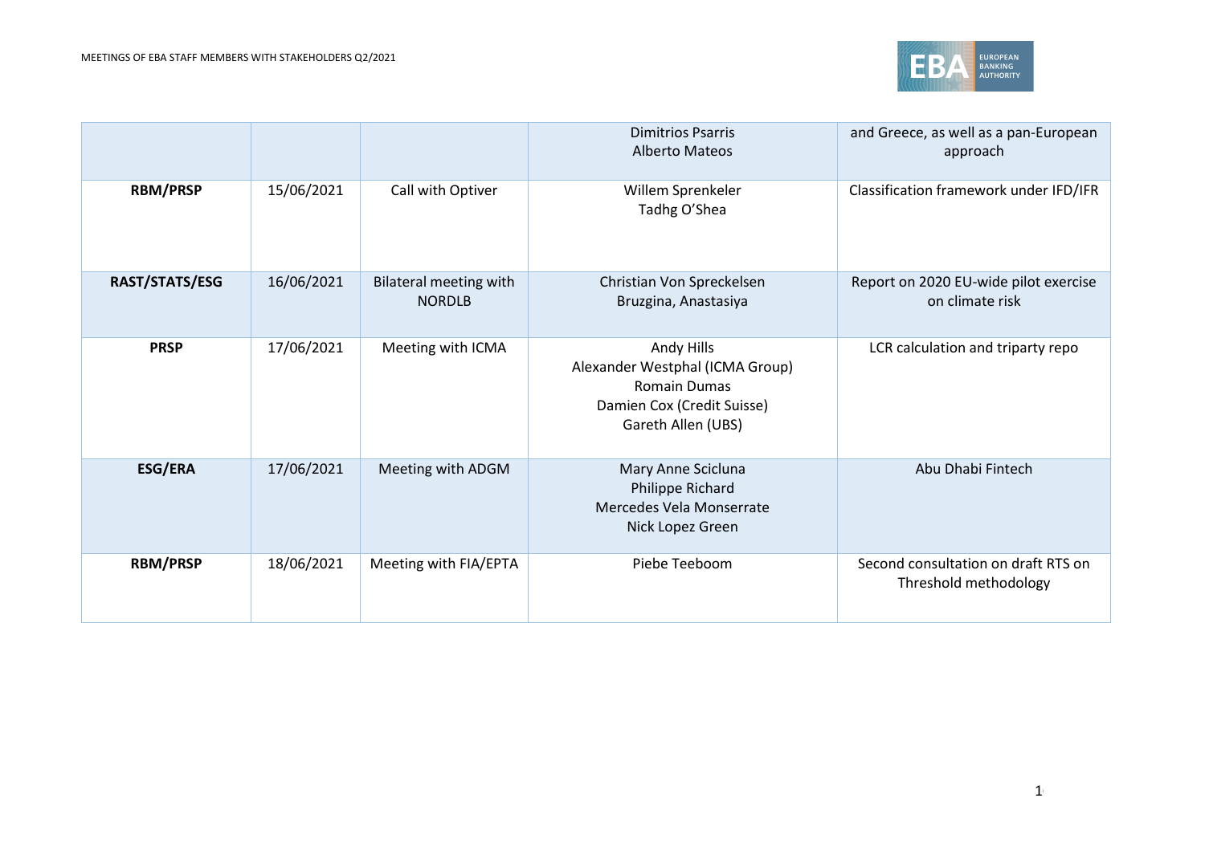| | | | | |
|---|---|---|---|---|
| | | | Dimitrios Psarris<br>Alberto Mateos | and Greece, as well as a pan-European approach |
| **RBM/PRSP** | 15/06/2021 | Call with Optiver | Willem Sprenkeler<br>Tadhg O'Shea | Classification framework under IFD/IFR |
| **RAST/STATS/ESG** | 16/06/2021 | Bilateral meeting with NORDLB | Christian Von Spreckelsen<br>Bruzgina, Anastasiya | Report on 2020 EU-wide pilot exercise on climate risk |
| **PRSP** | 17/06/2021 | Meeting with ICMA | Andy Hills<br>Alexander Westphal (ICMA Group)<br>Romain Dumas<br>Damien Cox (Credit Suisse)<br>Gareth Allen (UBS) | LCR calculation and triparty repo |
| **ESG/ERA** | 17/06/2021 | Meeting with ADGM | Mary Anne Scicluna<br>Philippe Richard<br>Mercedes Vela Monserrate<br>Nick Lopez Green | Abu Dhabi Fintech |
| **RBM/PRSP** | 18/06/2021 | Meeting with FIA/EPTA | Piebe Teeboom | Second consultation on draft RTS on Threshold methodology |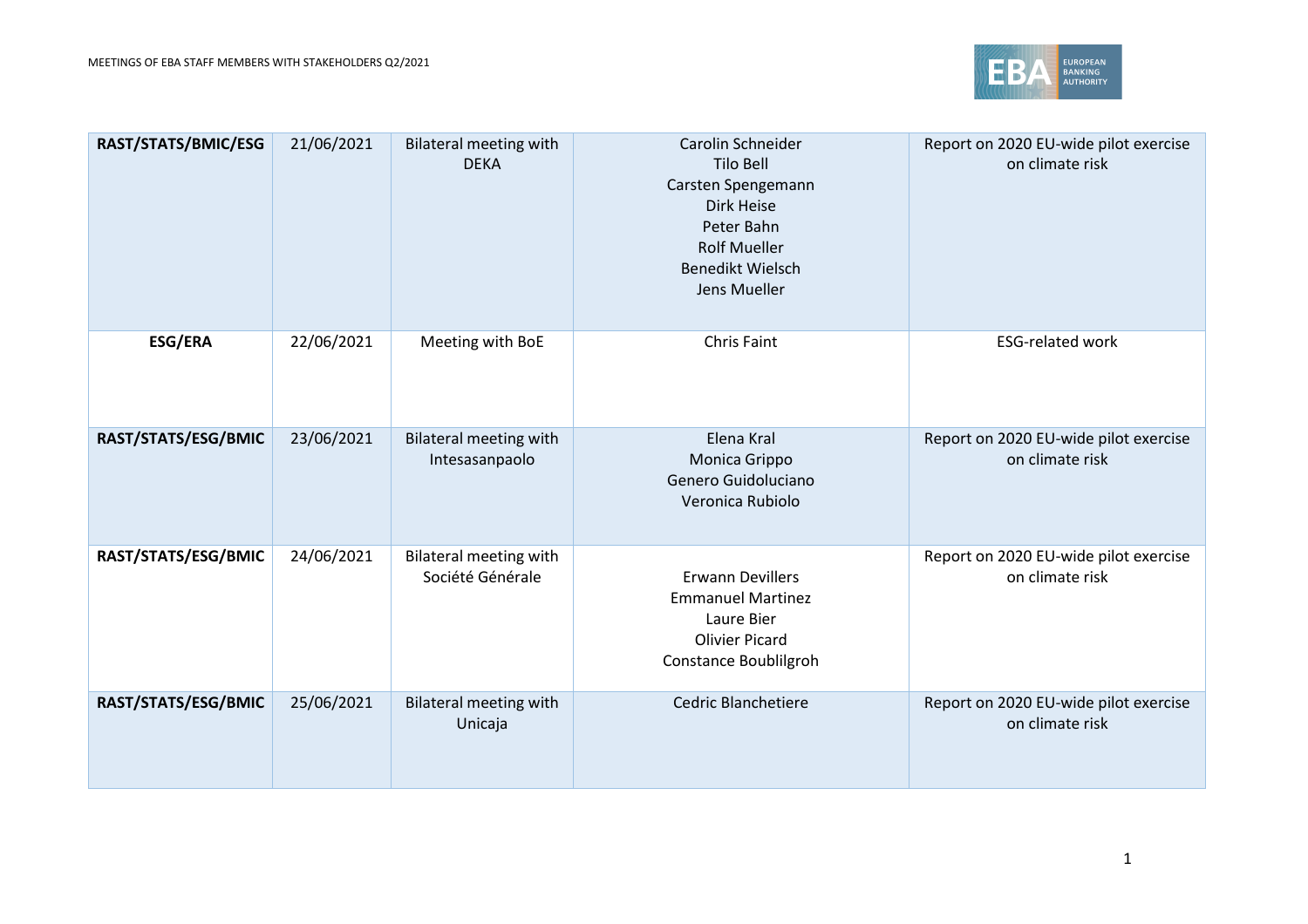| | | | | |
|---|---|---|---|---|
| **RAST/STATS/BMIC/ESG** | 21/06/2021 | Bilateral meeting with DEKA | Carolin Schneider<br>Tilo Bell<br>Carsten Spengemann<br>Dirk Heise<br>Peter Bahn<br>Rolf Mueller<br>Benedikt Wielsch<br>Jens Mueller | Report on 2020 EU-wide pilot exercise on climate risk |
| **ESG/ERA** | 22/06/2021 | Meeting with BoE | Chris Faint | ESG-related work |
| **RAST/STATS/ESG/BMIC** | 23/06/2021 | Bilateral meeting with Intesasanpaolo | Elena Kral<br>Monica Grippo<br>Genero Guidoluciano<br>Veronica Rubiolo | Report on 2020 EU-wide pilot exercise on climate risk |
| **RAST/STATS/ESG/BMIC** | 24/06/2021 | Bilateral meeting with Société Générale | Erwann Devillers<br>Emmanuel Martinez<br>Laure Bier<br>Olivier Picard<br>Constance Boublilgroh | Report on 2020 EU-wide pilot exercise on climate risk |
| **RAST/STATS/ESG/BMIC** | 25/06/2021 | Bilateral meeting with Unicaja | Cedric Blanchetiere | Report on 2020 EU-wide pilot exercise on climate risk |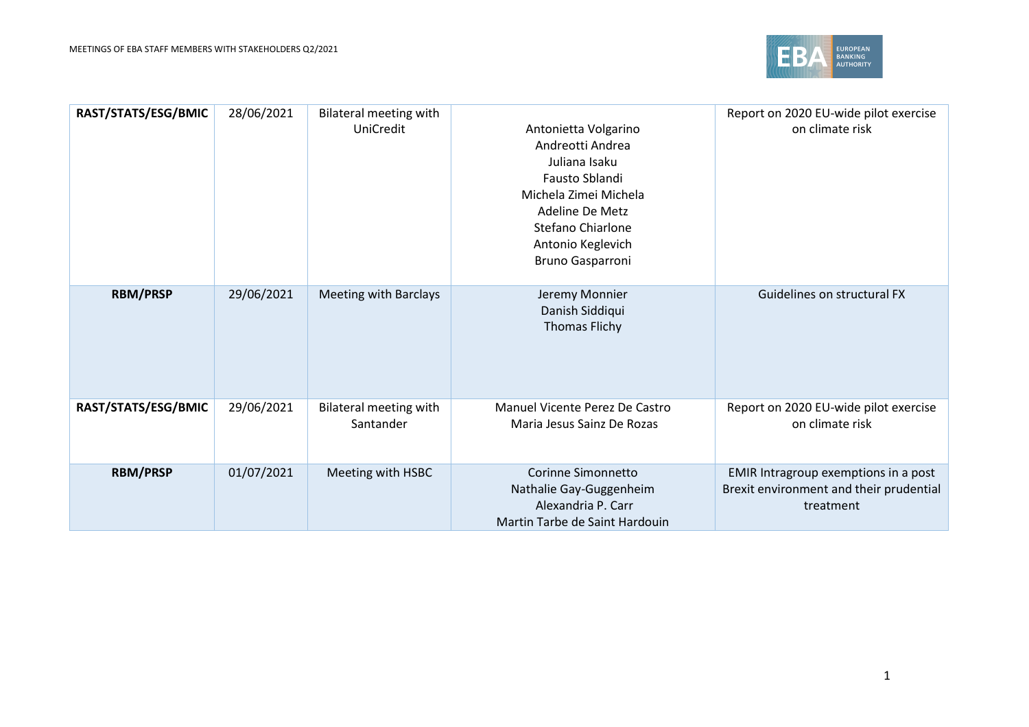| | | | | |
|---|---|---|---|---|
| **RAST/STATS/ESG/BMIC** | 28/06/2021 | Bilateral meeting with UniCredit | Antonietta Volgarino<br>Andreotti Andrea<br>Juliana Isaku<br>Fausto Sblandi<br>Michela Zimei Michela<br>Adeline De Metz<br>Stefano Chiarlone<br>Antonio Keglevich<br>Bruno Gasparroni | Report on 2020 EU-wide pilot exercise on climate risk |
| **RBM/PRSP** | 29/06/2021 | Meeting with Barclays | Jeremy Monnier<br>Danish Siddiqui<br>Thomas Flichy | Guidelines on structural FX |
| **RAST/STATS/ESG/BMIC** | 29/06/2021 | Bilateral meeting with Santander | Manuel Vicente Perez De Castro<br>Maria Jesus Sainz De Rozas | Report on 2020 EU-wide pilot exercise on climate risk |
| **RBM/PRSP** | 01/07/2021 | Meeting with HSBC | Corinne Simonnetto<br>Nathalie Gay-Guggenheim<br>Alexandria P. Carr<br>Martin Tarbe de Saint Hardouin | EMIR Intragroup exemptions in a post Brexit environment and their prudential treatment |